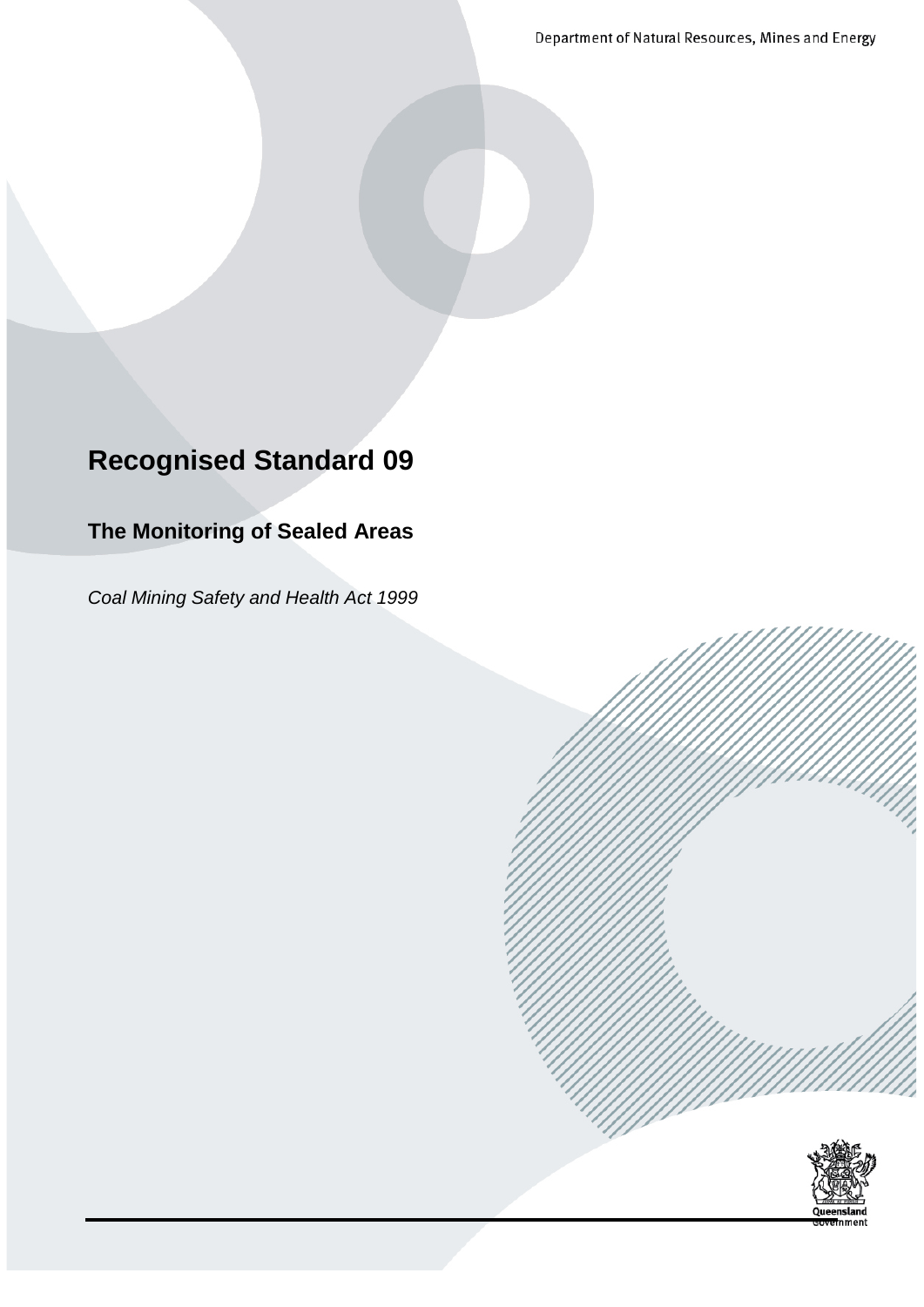Department of Natural Resources, Mines and Energy

# Recognised Standard 09

## The Monitoring of Sealed Areas

*Coal Mining Safety and Health Act 1999*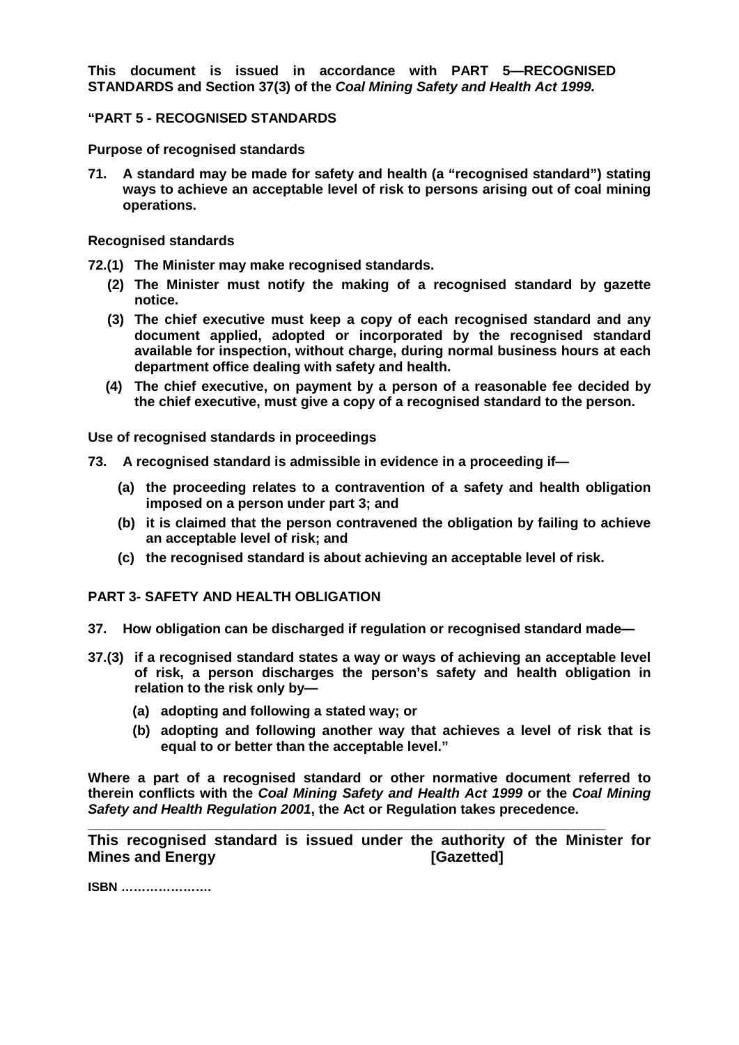**This document is issued in accordance with PART 5—RECOGNISED STANDARDS and Section 37(3) of the *Coal Mining Safety and Health Act 1999*.**

**"PART 5 - RECOGNISED STANDARDS**

**Purpose of recognised standards**

**71. A standard may be made for safety and health (a "recognised standard") stating ways to achieve an acceptable level of risk to persons arising out of coal mining operations.**

**Recognised standards**

**72.(1) The Minister may make recognised standards.**

**(2) The Minister must notify the making of a recognised standard by gazette notice.**

**(3) The chief executive must keep a copy of each recognised standard and any document applied, adopted or incorporated by the recognised standard available for inspection, without charge, during normal business hours at each department office dealing with safety and health.**

**(4) The chief executive, on payment by a person of a reasonable fee decided by the chief executive, must give a copy of a recognised standard to the person.**

**Use of recognised standards in proceedings**

**73. A recognised standard is admissible in evidence in a proceeding if—**

**(a) the proceeding relates to a contravention of a safety and health obligation imposed on a person under part 3; and**

**(b) it is claimed that the person contravened the obligation by failing to achieve an acceptable level of risk; and**

**(c) the recognised standard is about achieving an acceptable level of risk.**

**PART 3- SAFETY AND HEALTH OBLIGATION**

**37. How obligation can be discharged if regulation or recognised standard made—**

**37.(3) if a recognised standard states a way or ways of achieving an acceptable level of risk, a person discharges the person's safety and health obligation in relation to the risk only by—**

**(a) adopting and following a stated way; or**

**(b) adopting and following another way that achieves a level of risk that is equal to or better than the acceptable level."**

**Where a part of a recognised standard or other normative document referred to therein conflicts with the *Coal Mining Safety and Health Act 1999* or the *Coal Mining Safety and Health Regulation 2001*, the Act or Regulation takes precedence.**

---

**This recognised standard is issued under the authority of the Minister for Mines and Energy [Gazetted]**

**ISBN …………………**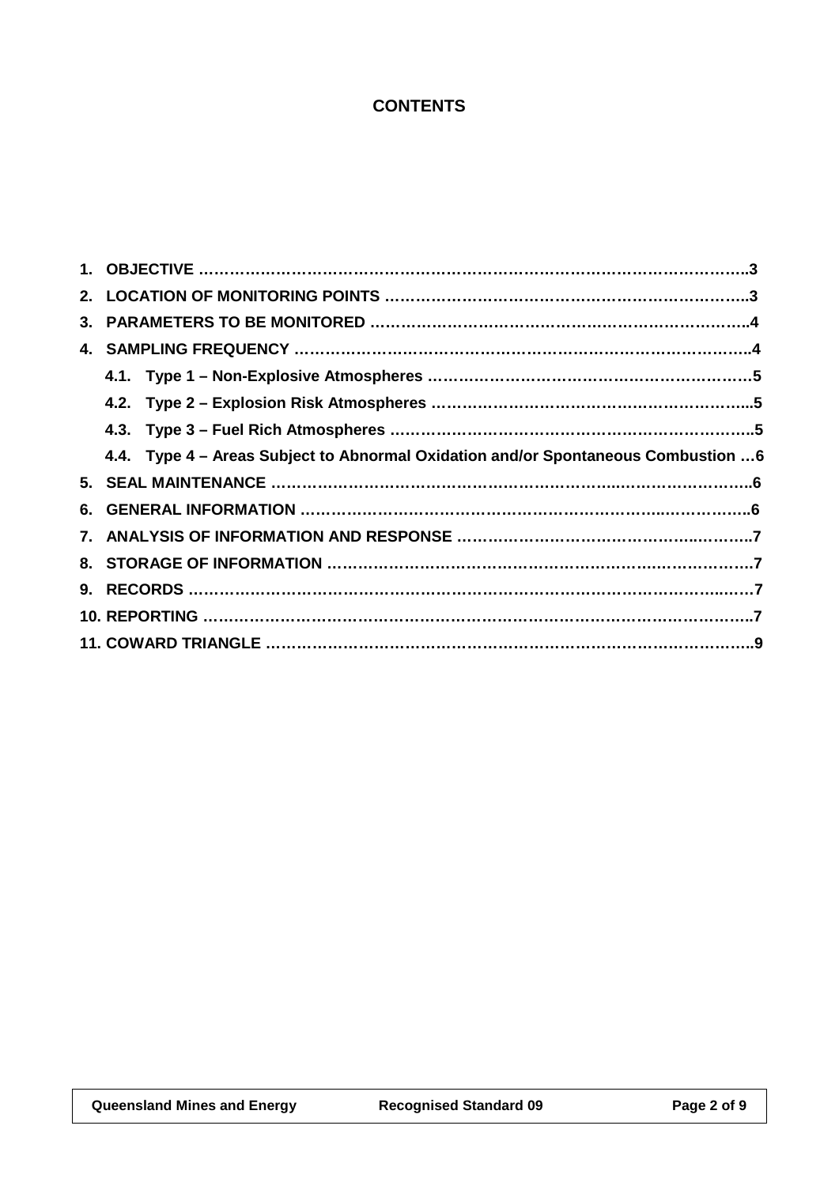# CONTENTS

1. OBJECTIVE ……………………………………………………………………………………………….3
2. LOCATION OF MONITORING POINTS ……………………………………………………………..3
3. PARAMETERS TO BE MONITORED ………………………………………………………………..4
4. SAMPLING FREQUENCY …………………………………………………………………………….4
   - 4.1. Type 1 – Non-Explosive Atmospheres ……………………………………………………5
   - 4.2. Type 2 – Explosion Risk Atmospheres ……………………………………………………...5
   - 4.3. Type 3 – Fuel Rich Atmospheres ……………………………………………………………..5
   - 4.4. Type 4 – Areas Subject to Abnormal Oxidation and/or Spontaneous Combustion …6
5. SEAL MAINTENANCE ……………………………………………………………………………….6
6. GENERAL INFORMATION ………………………………………………………………………….6
7. ANALYSIS OF INFORMATION AND RESPONSE ………………………………………………..7
8. STORAGE OF INFORMATION ……………………………………………………………………….7
9. RECORDS ……………………………………………………………………………………………….7
10. REPORTING …………………………………………………………………………………………….7
11. COWARD TRIANGLE ………………………………………………………………………………….9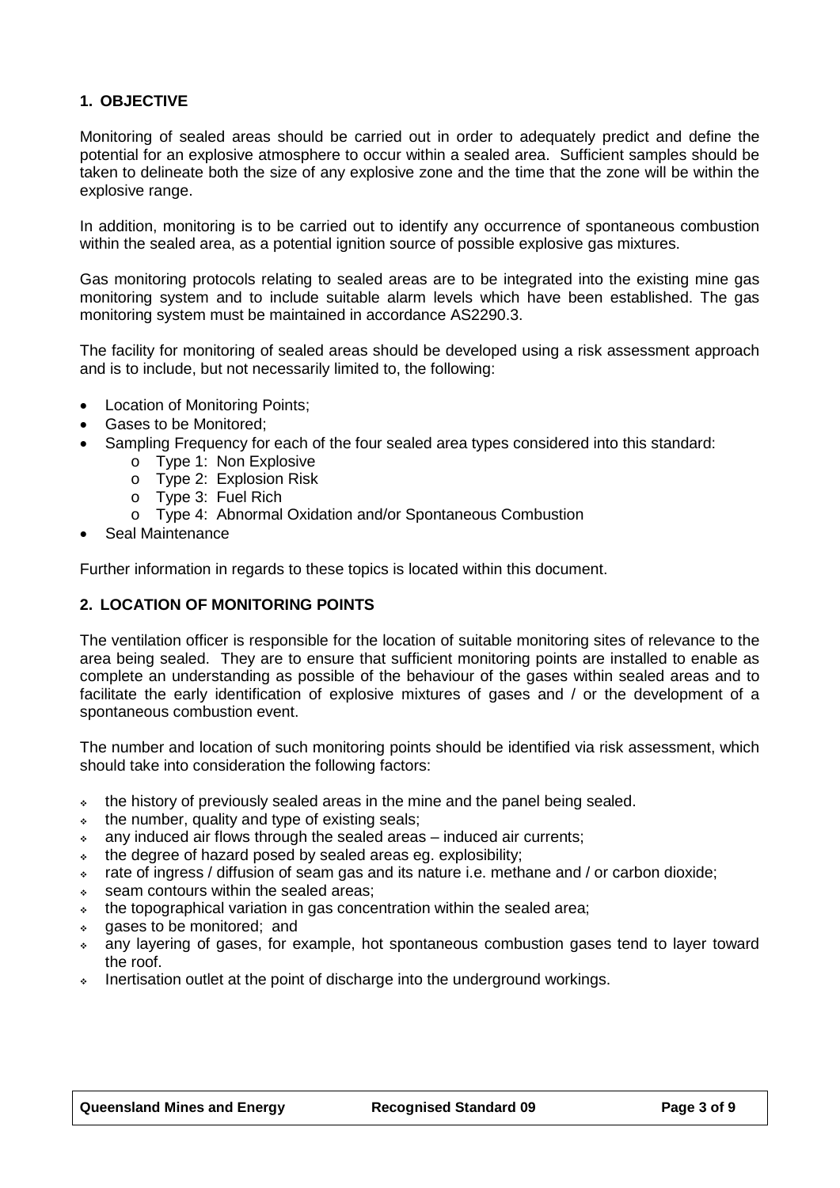## 1. OBJECTIVE

Monitoring of sealed areas should be carried out in order to adequately predict and define the potential for an explosive atmosphere to occur within a sealed area. Sufficient samples should be taken to delineate both the size of any explosive zone and the time that the zone will be within the explosive range.

In addition, monitoring is to be carried out to identify any occurrence of spontaneous combustion within the sealed area, as a potential ignition source of possible explosive gas mixtures.

Gas monitoring protocols relating to sealed areas are to be integrated into the existing mine gas monitoring system and to include suitable alarm levels which have been established. The gas monitoring system must be maintained in accordance AS2290.3.

The facility for monitoring of sealed areas should be developed using a risk assessment approach and is to include, but not necessarily limited to, the following:

- Location of Monitoring Points;
- Gases to be Monitored;
- Sampling Frequency for each of the four sealed area types considered into this standard:
  - Type 1: Non Explosive
  - Type 2: Explosion Risk
  - Type 3: Fuel Rich
  - Type 4: Abnormal Oxidation and/or Spontaneous Combustion
- Seal Maintenance

Further information in regards to these topics is located within this document.

## 2. LOCATION OF MONITORING POINTS

The ventilation officer is responsible for the location of suitable monitoring sites of relevance to the area being sealed. They are to ensure that sufficient monitoring points are installed to enable as complete an understanding as possible of the behaviour of the gases within sealed areas and to facilitate the early identification of explosive mixtures of gases and / or the development of a spontaneous combustion event.

The number and location of such monitoring points should be identified via risk assessment, which should take into consideration the following factors:

- the history of previously sealed areas in the mine and the panel being sealed.
- the number, quality and type of existing seals;
- any induced air flows through the sealed areas – induced air currents;
- the degree of hazard posed by sealed areas eg. explosibility;
- rate of ingress / diffusion of seam gas and its nature i.e. methane and / or carbon dioxide;
- seam contours within the sealed areas;
- the topographical variation in gas concentration within the sealed area;
- gases to be monitored; and
- any layering of gases, for example, hot spontaneous combustion gases tend to layer toward the roof.
- Inertisation outlet at the point of discharge into the underground workings.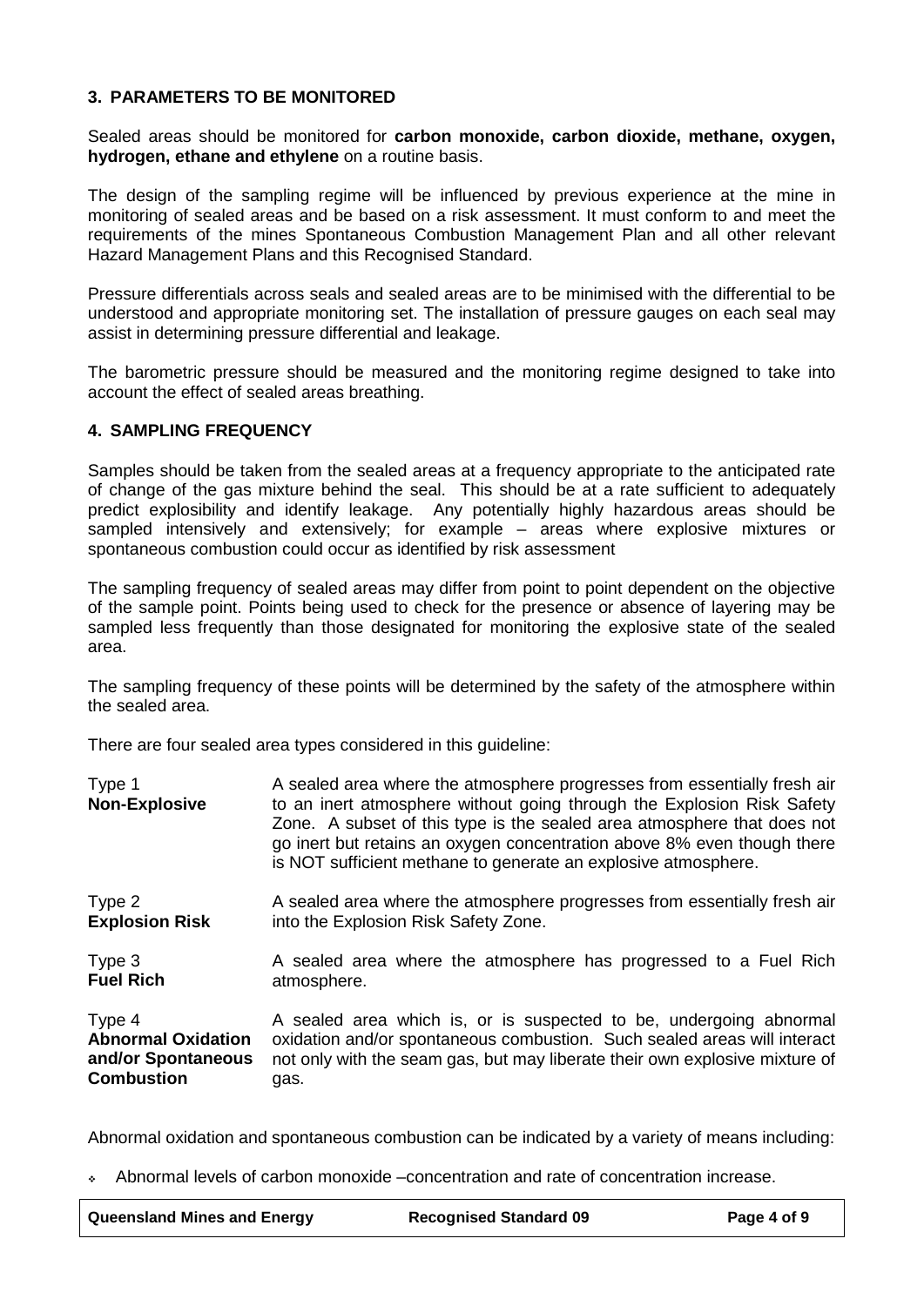## 3. PARAMETERS TO BE MONITORED

Sealed areas should be monitored for **carbon monoxide, carbon dioxide, methane, oxygen, hydrogen, ethane and ethylene** on a routine basis.

The design of the sampling regime will be influenced by previous experience at the mine in monitoring of sealed areas and be based on a risk assessment. It must conform to and meet the requirements of the mines Spontaneous Combustion Management Plan and all other relevant Hazard Management Plans and this Recognised Standard.

Pressure differentials across seals and sealed areas are to be minimised with the differential to be understood and appropriate monitoring set. The installation of pressure gauges on each seal may assist in determining pressure differential and leakage.

The barometric pressure should be measured and the monitoring regime designed to take into account the effect of sealed areas breathing.

## 4. SAMPLING FREQUENCY

Samples should be taken from the sealed areas at a frequency appropriate to the anticipated rate of change of the gas mixture behind the seal. This should be at a rate sufficient to adequately predict explosibility and identify leakage. Any potentially highly hazardous areas should be sampled intensively and extensively; for example – areas where explosive mixtures or spontaneous combustion could occur as identified by risk assessment

The sampling frequency of sealed areas may differ from point to point dependent on the objective of the sample point. Points being used to check for the presence or absence of layering may be sampled less frequently than those designated for monitoring the explosive state of the sealed area.

The sampling frequency of these points will be determined by the safety of the atmosphere within the sealed area.

There are four sealed area types considered in this guideline:

| | |
|---|---|
| Type 1 **Non-Explosive** | A sealed area where the atmosphere progresses from essentially fresh air to an inert atmosphere without going through the Explosion Risk Safety Zone. A subset of this type is the sealed area atmosphere that does not go inert but retains an oxygen concentration above 8% even though there is NOT sufficient methane to generate an explosive atmosphere. |
| Type 2 **Explosion Risk** | A sealed area where the atmosphere progresses from essentially fresh air into the Explosion Risk Safety Zone. |
| Type 3 **Fuel Rich** | A sealed area where the atmosphere has progressed to a Fuel Rich atmosphere. |
| Type 4 **Abnormal Oxidation and/or Spontaneous Combustion** | A sealed area which is, or is suspected to be, undergoing abnormal oxidation and/or spontaneous combustion. Such sealed areas will interact not only with the seam gas, but may liberate their own explosive mixture of gas. |

Abnormal oxidation and spontaneous combustion can be indicated by a variety of means including:

- Abnormal levels of carbon monoxide –concentration and rate of concentration increase.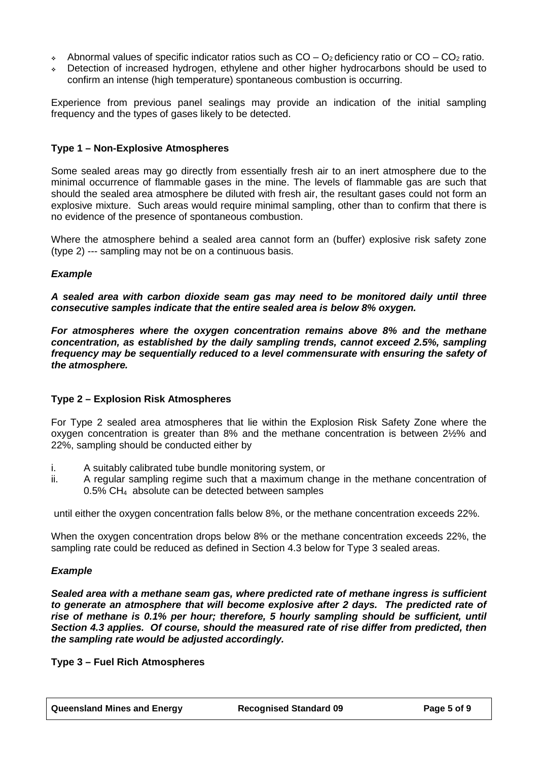- Abnormal values of specific indicator ratios such as $CO - O_2$ deficiency ratio or $CO - CO_2$ ratio.
- Detection of increased hydrogen, ethylene and other higher hydrocarbons should be used to confirm an intense (high temperature) spontaneous combustion is occurring.

Experience from previous panel sealings may provide an indication of the initial sampling frequency and the types of gases likely to be detected.

**Type 1 – Non-Explosive Atmospheres**

Some sealed areas may go directly from essentially fresh air to an inert atmosphere due to the minimal occurrence of flammable gases in the mine. The levels of flammable gas are such that should the sealed area atmosphere be diluted with fresh air, the resultant gases could not form an explosive mixture. Such areas would require minimal sampling, other than to confirm that there is no evidence of the presence of spontaneous combustion.

Where the atmosphere behind a sealed area cannot form an (buffer) explosive risk safety zone (type 2) --- sampling may not be on a continuous basis.

***Example***

***A sealed area with carbon dioxide seam gas may need to be monitored daily until three consecutive samples indicate that the entire sealed area is below 8% oxygen.***

***For atmospheres where the oxygen concentration remains above 8% and the methane concentration, as established by the daily sampling trends, cannot exceed 2.5%, sampling frequency may be sequentially reduced to a level commensurate with ensuring the safety of the atmosphere.***

**Type 2 – Explosion Risk Atmospheres**

For Type 2 sealed area atmospheres that lie within the Explosion Risk Safety Zone where the oxygen concentration is greater than 8% and the methane concentration is between 2½% and 22%, sampling should be conducted either by

i. A suitably calibrated tube bundle monitoring system, or
ii. A regular sampling regime such that a maximum change in the methane concentration of 0.5% $CH_4$ absolute can be detected between samples

until either the oxygen concentration falls below 8%, or the methane concentration exceeds 22%.

When the oxygen concentration drops below 8% or the methane concentration exceeds 22%, the sampling rate could be reduced as defined in Section 4.3 below for Type 3 sealed areas.

***Example***

***Sealed area with a methane seam gas, where predicted rate of methane ingress is sufficient to generate an atmosphere that will become explosive after 2 days. The predicted rate of rise of methane is 0.1% per hour; therefore, 5 hourly sampling should be sufficient, until Section 4.3 applies. Of course, should the measured rate of rise differ from predicted, then the sampling rate would be adjusted accordingly.***

**Type 3 – Fuel Rich Atmospheres**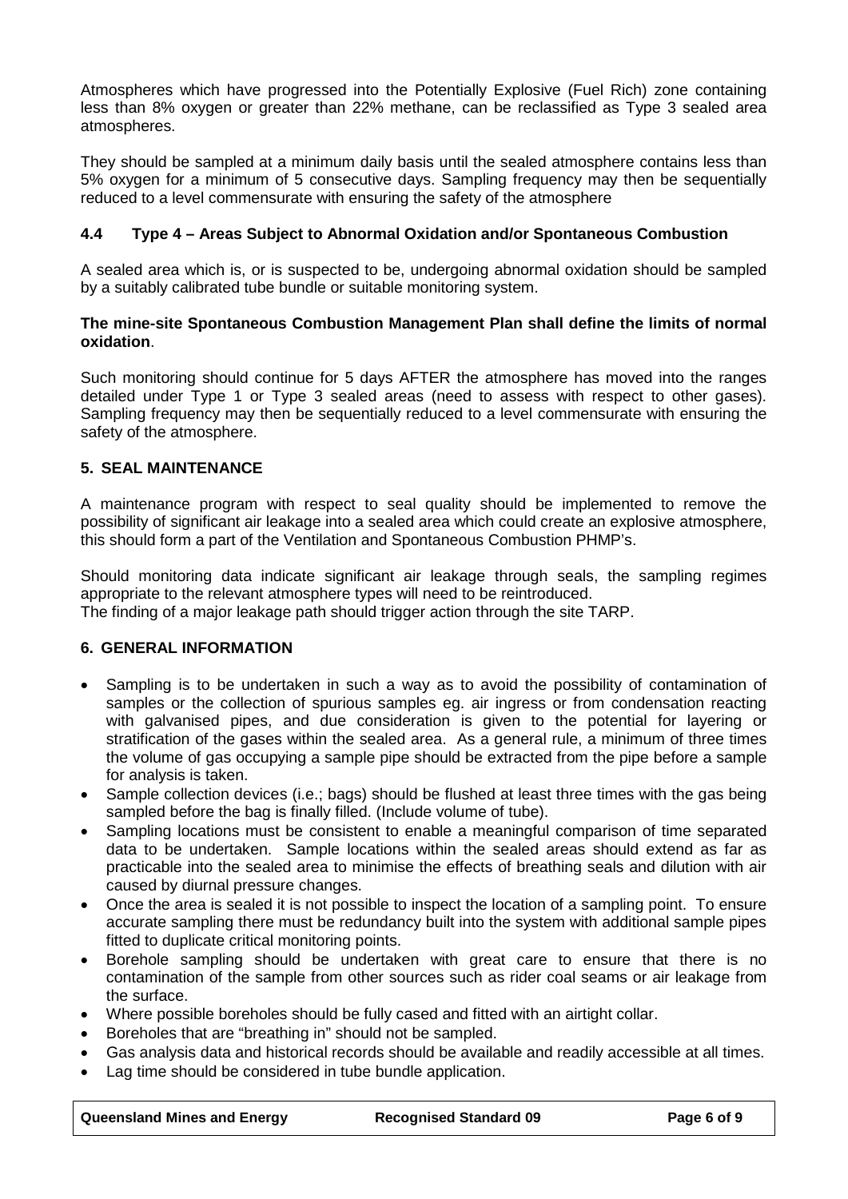Atmospheres which have progressed into the Potentially Explosive (Fuel Rich) zone containing less than 8% oxygen or greater than 22% methane, can be reclassified as Type 3 sealed area atmospheres.

They should be sampled at a minimum daily basis until the sealed atmosphere contains less than 5% oxygen for a minimum of 5 consecutive days. Sampling frequency may then be sequentially reduced to a level commensurate with ensuring the safety of the atmosphere

### 4.4 Type 4 – Areas Subject to Abnormal Oxidation and/or Spontaneous Combustion

A sealed area which is, or is suspected to be, undergoing abnormal oxidation should be sampled by a suitably calibrated tube bundle or suitable monitoring system.

**The mine-site Spontaneous Combustion Management Plan shall define the limits of normal oxidation**.

Such monitoring should continue for 5 days AFTER the atmosphere has moved into the ranges detailed under Type 1 or Type 3 sealed areas (need to assess with respect to other gases). Sampling frequency may then be sequentially reduced to a level commensurate with ensuring the safety of the atmosphere.

## 5. SEAL MAINTENANCE

A maintenance program with respect to seal quality should be implemented to remove the possibility of significant air leakage into a sealed area which could create an explosive atmosphere, this should form a part of the Ventilation and Spontaneous Combustion PHMP's.

Should monitoring data indicate significant air leakage through seals, the sampling regimes appropriate to the relevant atmosphere types will need to be reintroduced.
The finding of a major leakage path should trigger action through the site TARP.

## 6. GENERAL INFORMATION

- Sampling is to be undertaken in such a way as to avoid the possibility of contamination of samples or the collection of spurious samples eg. air ingress or from condensation reacting with galvanised pipes, and due consideration is given to the potential for layering or stratification of the gases within the sealed area. As a general rule, a minimum of three times the volume of gas occupying a sample pipe should be extracted from the pipe before a sample for analysis is taken.
- Sample collection devices (i.e.; bags) should be flushed at least three times with the gas being sampled before the bag is finally filled. (Include volume of tube).
- Sampling locations must be consistent to enable a meaningful comparison of time separated data to be undertaken. Sample locations within the sealed areas should extend as far as practicable into the sealed area to minimise the effects of breathing seals and dilution with air caused by diurnal pressure changes.
- Once the area is sealed it is not possible to inspect the location of a sampling point. To ensure accurate sampling there must be redundancy built into the system with additional sample pipes fitted to duplicate critical monitoring points.
- Borehole sampling should be undertaken with great care to ensure that there is no contamination of the sample from other sources such as rider coal seams or air leakage from the surface.
- Where possible boreholes should be fully cased and fitted with an airtight collar.
- Boreholes that are "breathing in" should not be sampled.
- Gas analysis data and historical records should be available and readily accessible at all times.
- Lag time should be considered in tube bundle application.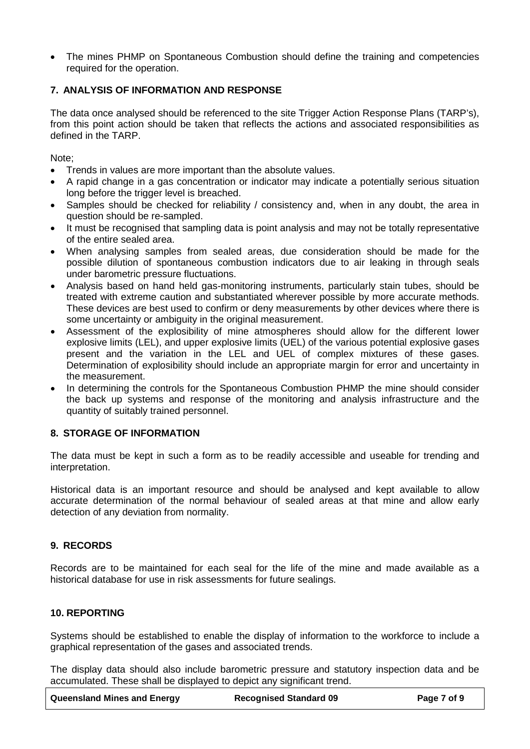- The mines PHMP on Spontaneous Combustion should define the training and competencies required for the operation.

## 7. ANALYSIS OF INFORMATION AND RESPONSE

The data once analysed should be referenced to the site Trigger Action Response Plans (TARP's), from this point action should be taken that reflects the actions and associated responsibilities as defined in the TARP.

Note;

- Trends in values are more important than the absolute values.
- A rapid change in a gas concentration or indicator may indicate a potentially serious situation long before the trigger level is breached.
- Samples should be checked for reliability / consistency and, when in any doubt, the area in question should be re-sampled.
- It must be recognised that sampling data is point analysis and may not be totally representative of the entire sealed area.
- When analysing samples from sealed areas, due consideration should be made for the possible dilution of spontaneous combustion indicators due to air leaking in through seals under barometric pressure fluctuations.
- Analysis based on hand held gas-monitoring instruments, particularly stain tubes, should be treated with extreme caution and substantiated wherever possible by more accurate methods. These devices are best used to confirm or deny measurements by other devices where there is some uncertainty or ambiguity in the original measurement.
- Assessment of the explosibility of mine atmospheres should allow for the different lower explosive limits (LEL), and upper explosive limits (UEL) of the various potential explosive gases present and the variation in the LEL and UEL of complex mixtures of these gases. Determination of explosibility should include an appropriate margin for error and uncertainty in the measurement.
- In determining the controls for the Spontaneous Combustion PHMP the mine should consider the back up systems and response of the monitoring and analysis infrastructure and the quantity of suitably trained personnel.

## 8. STORAGE OF INFORMATION

The data must be kept in such a form as to be readily accessible and useable for trending and interpretation.

Historical data is an important resource and should be analysed and kept available to allow accurate determination of the normal behaviour of sealed areas at that mine and allow early detection of any deviation from normality.

## 9. RECORDS

Records are to be maintained for each seal for the life of the mine and made available as a historical database for use in risk assessments for future sealings.

## 10. REPORTING

Systems should be established to enable the display of information to the workforce to include a graphical representation of the gases and associated trends.

The display data should also include barometric pressure and statutory inspection data and be accumulated. These shall be displayed to depict any significant trend.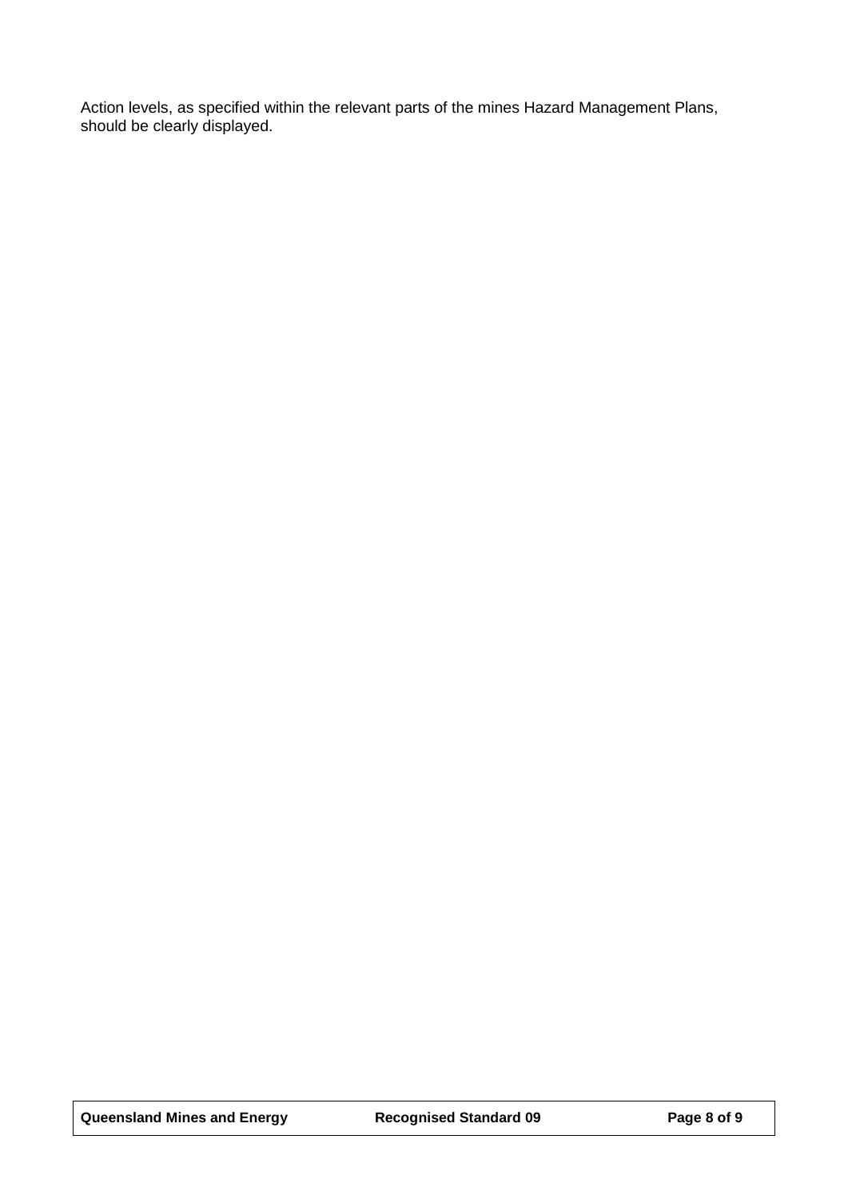Action levels, as specified within the relevant parts of the mines Hazard Management Plans, should be clearly displayed.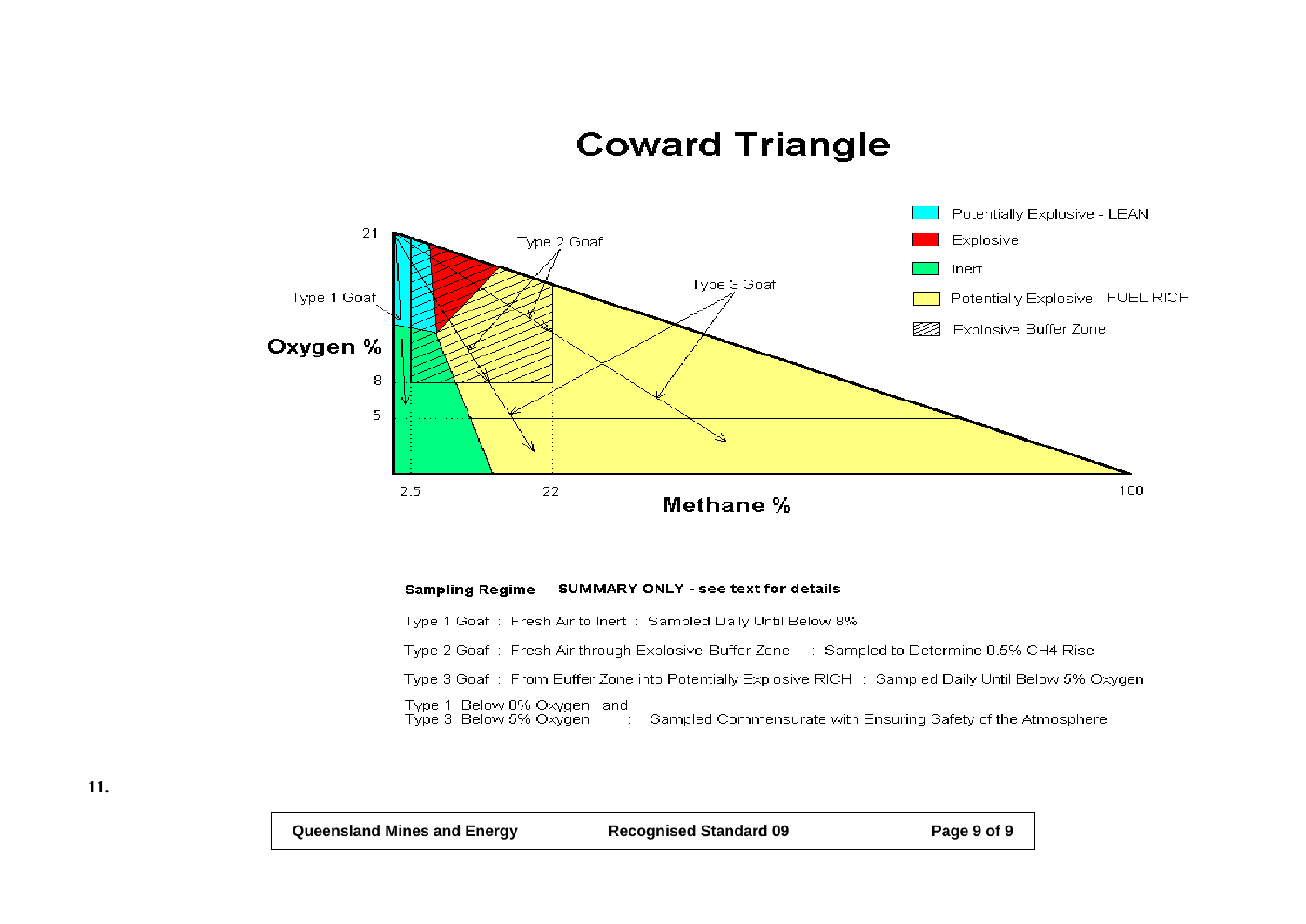# Coward Triangle

Potentially Explosive - LEAN

Explosive

Inert

Potentially Explosive - FUEL RICH

Explosive Buffer Zone

21

Type 2 Goaf

Type 3 Goaf

Type 1 Goaf

Oxygen %

8

5

2.5

22

100

Methane %

**Sampling Regime** **SUMMARY ONLY - see text for details**

Type 1 Goaf : Fresh Air to Inert : Sampled Daily Until Below 8%

Type 2 Goaf : Fresh Air through Explosive Buffer Zone : Sampled to Determine 0.5% CH4 Rise

Type 3 Goaf : From Buffer Zone into Potentially Explosive RICH : Sampled Daily Until Below 5% Oxygen

Type 1 Below 8% Oxygen and
Type 3 Below 5% Oxygen : Sampled Commensurate with Ensuring Safety of the Atmosphere

**11.**